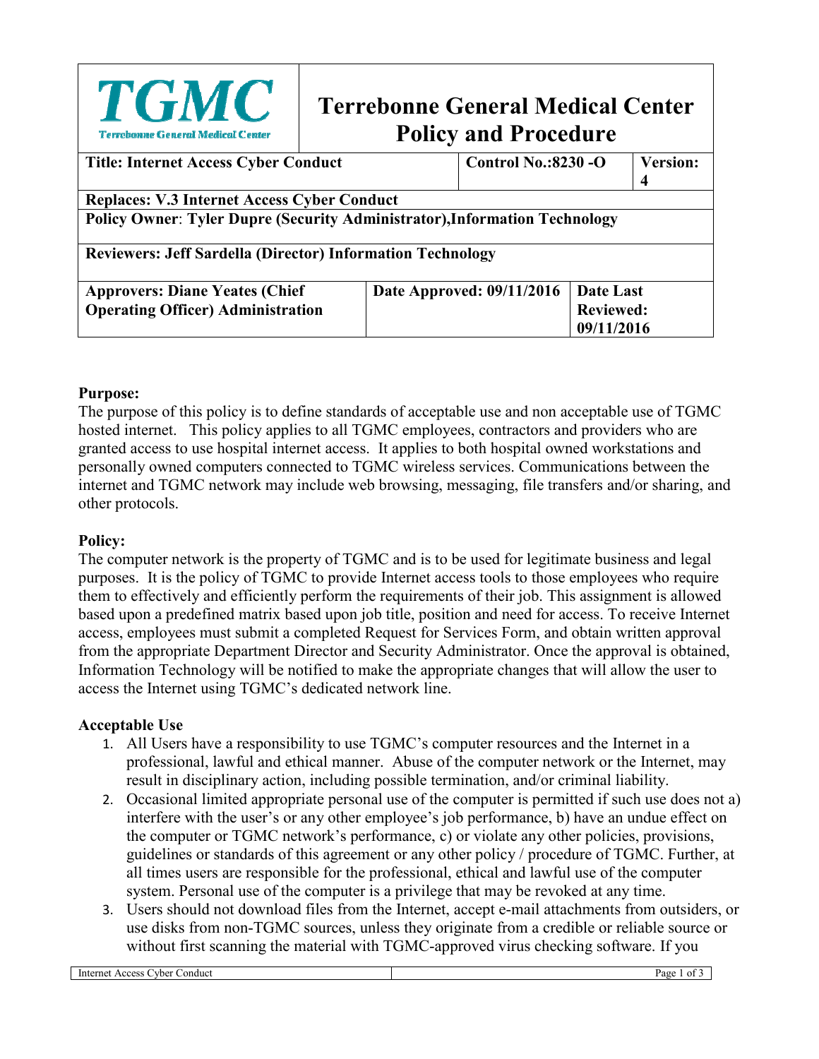| TGMC Terrebonne General Medical Center | Terrebonne General Medical Center Policy and Procedure | | |
|---|---|---|---|
| **Title: Internet Access Cyber Conduct** | | **Control No.:8230 -O** | **Version: 4** |
| **Replaces: V.3 Internet Access Cyber Conduct** | | | |
| **Policy Owner: Tyler Dupre (Security Administrator),Information Technology** | | | |
| **Reviewers: Jeff Sardella (Director) Information Technology** | | | |
| **Approvers: Diane Yeates (Chief Operating Officer) Administration** | **Date Approved: 09/11/2016** | **Date Last Reviewed: 09/11/2016** | |

**Purpose:**

The purpose of this policy is to define standards of acceptable use and non acceptable use of TGMC hosted internet. This policy applies to all TGMC employees, contractors and providers who are granted access to use hospital internet access. It applies to both hospital owned workstations and personally owned computers connected to TGMC wireless services. Communications between the internet and TGMC network may include web browsing, messaging, file transfers and/or sharing, and other protocols.

**Policy:**

The computer network is the property of TGMC and is to be used for legitimate business and legal purposes. It is the policy of TGMC to provide Internet access tools to those employees who require them to effectively and efficiently perform the requirements of their job. This assignment is allowed based upon a predefined matrix based upon job title, position and need for access. To receive Internet access, employees must submit a completed Request for Services Form, and obtain written approval from the appropriate Department Director and Security Administrator. Once the approval is obtained, Information Technology will be notified to make the appropriate changes that will allow the user to access the Internet using TGMC's dedicated network line.

**Acceptable Use**

1. All Users have a responsibility to use TGMC's computer resources and the Internet in a professional, lawful and ethical manner. Abuse of the computer network or the Internet, may result in disciplinary action, including possible termination, and/or criminal liability.
2. Occasional limited appropriate personal use of the computer is permitted if such use does not a) interfere with the user's or any other employee's job performance, b) have an undue effect on the computer or TGMC network's performance, c) or violate any other policies, provisions, guidelines or standards of this agreement or any other policy / procedure of TGMC. Further, at all times users are responsible for the professional, ethical and lawful use of the computer system. Personal use of the computer is a privilege that may be revoked at any time.
3. Users should not download files from the Internet, accept e-mail attachments from outsiders, or use disks from non-TGMC sources, unless they originate from a credible or reliable source or without first scanning the material with TGMC-approved virus checking software. If you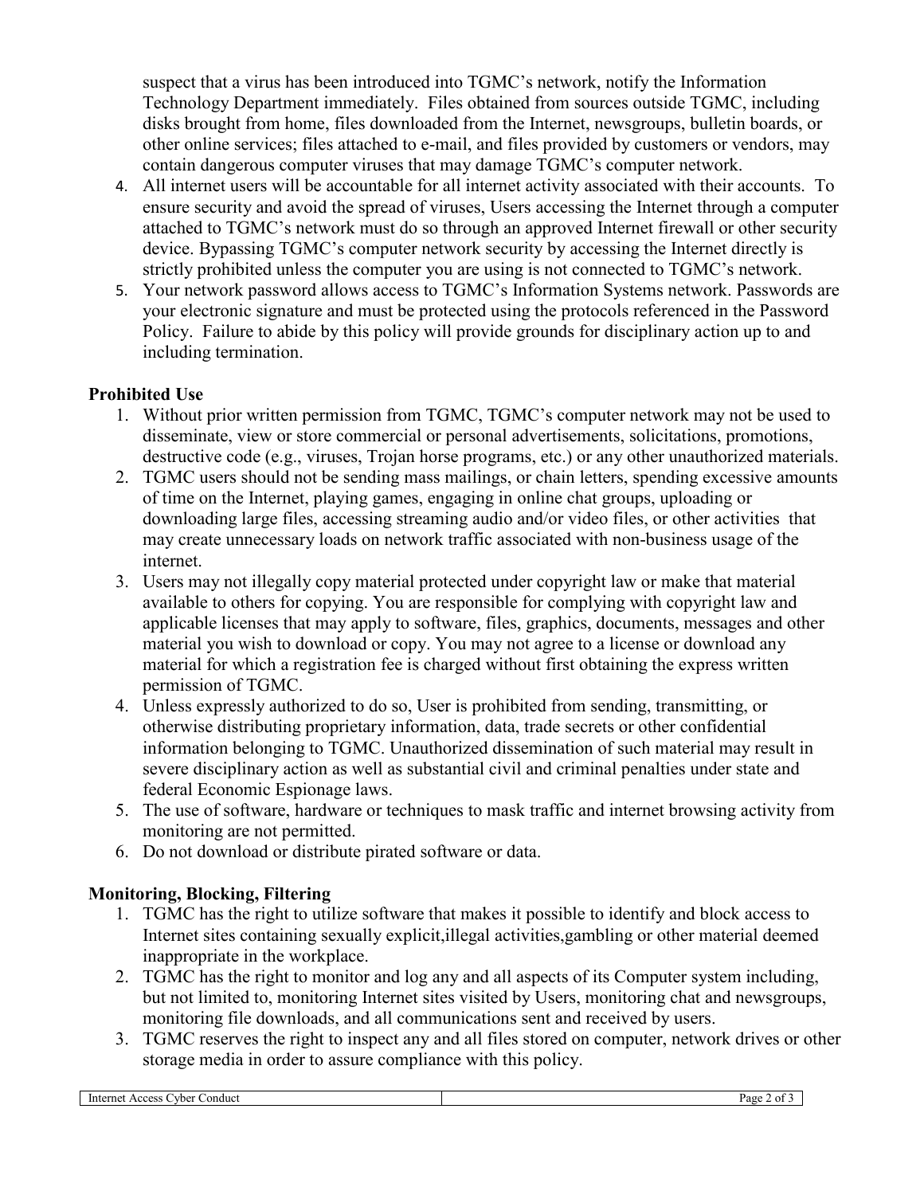suspect that a virus has been introduced into TGMC's network, notify the Information Technology Department immediately. Files obtained from sources outside TGMC, including disks brought from home, files downloaded from the Internet, newsgroups, bulletin boards, or other online services; files attached to e-mail, and files provided by customers or vendors, may contain dangerous computer viruses that may damage TGMC's computer network.

4. All internet users will be accountable for all internet activity associated with their accounts. To ensure security and avoid the spread of viruses, Users accessing the Internet through a computer attached to TGMC's network must do so through an approved Internet firewall or other security device. Bypassing TGMC's computer network security by accessing the Internet directly is strictly prohibited unless the computer you are using is not connected to TGMC's network.
5. Your network password allows access to TGMC's Information Systems network. Passwords are your electronic signature and must be protected using the protocols referenced in the Password Policy. Failure to abide by this policy will provide grounds for disciplinary action up to and including termination.

**Prohibited Use**

1. Without prior written permission from TGMC, TGMC's computer network may not be used to disseminate, view or store commercial or personal advertisements, solicitations, promotions, destructive code (e.g., viruses, Trojan horse programs, etc.) or any other unauthorized materials.
2. TGMC users should not be sending mass mailings, or chain letters, spending excessive amounts of time on the Internet, playing games, engaging in online chat groups, uploading or downloading large files, accessing streaming audio and/or video files, or other activities that may create unnecessary loads on network traffic associated with non-business usage of the internet.
3. Users may not illegally copy material protected under copyright law or make that material available to others for copying. You are responsible for complying with copyright law and applicable licenses that may apply to software, files, graphics, documents, messages and other material you wish to download or copy. You may not agree to a license or download any material for which a registration fee is charged without first obtaining the express written permission of TGMC.
4. Unless expressly authorized to do so, User is prohibited from sending, transmitting, or otherwise distributing proprietary information, data, trade secrets or other confidential information belonging to TGMC. Unauthorized dissemination of such material may result in severe disciplinary action as well as substantial civil and criminal penalties under state and federal Economic Espionage laws.
5. The use of software, hardware or techniques to mask traffic and internet browsing activity from monitoring are not permitted.
6. Do not download or distribute pirated software or data.

**Monitoring, Blocking, Filtering**

1. TGMC has the right to utilize software that makes it possible to identify and block access to Internet sites containing sexually explicit,illegal activities,gambling or other material deemed inappropriate in the workplace.
2. TGMC has the right to monitor and log any and all aspects of its Computer system including, but not limited to, monitoring Internet sites visited by Users, monitoring chat and newsgroups, monitoring file downloads, and all communications sent and received by users.
3. TGMC reserves the right to inspect any and all files stored on computer, network drives or other storage media in order to assure compliance with this policy.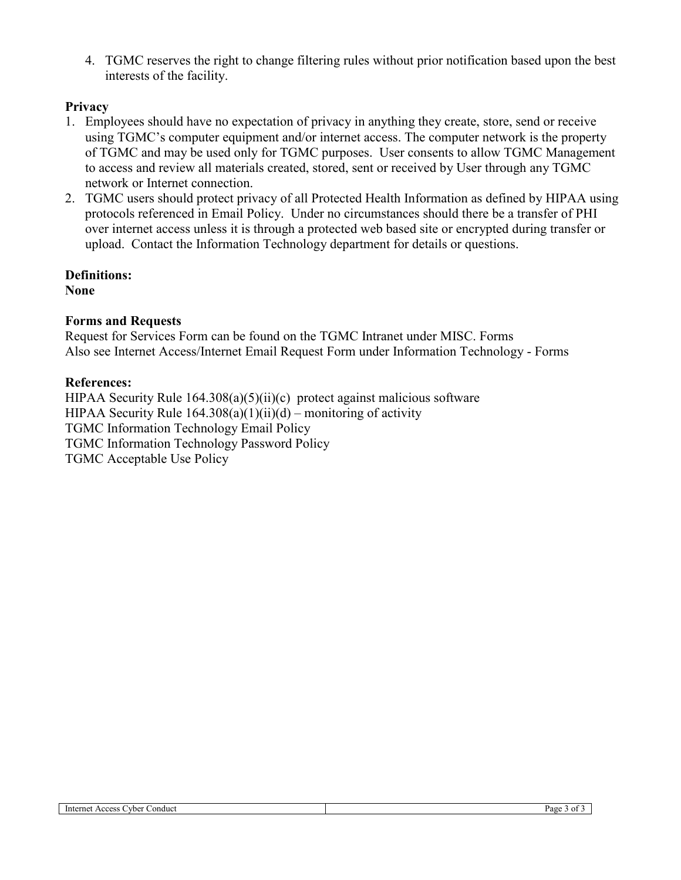4. TGMC reserves the right to change filtering rules without prior notification based upon the best interests of the facility.

**Privacy**

1. Employees should have no expectation of privacy in anything they create, store, send or receive using TGMC's computer equipment and/or internet access. The computer network is the property of TGMC and may be used only for TGMC purposes. User consents to allow TGMC Management to access and review all materials created, stored, sent or received by User through any TGMC network or Internet connection.
2. TGMC users should protect privacy of all Protected Health Information as defined by HIPAA using protocols referenced in Email Policy. Under no circumstances should there be a transfer of PHI over internet access unless it is through a protected web based site or encrypted during transfer or upload. Contact the Information Technology department for details or questions.

**Definitions:**
**None**

**Forms and Requests**

Request for Services Form can be found on the TGMC Intranet under MISC. Forms
Also see Internet Access/Internet Email Request Form under Information Technology - Forms

**References:**

HIPAA Security Rule 164.308(a)(5)(ii)(c) protect against malicious software
HIPAA Security Rule 164.308(a)(1)(ii)(d) – monitoring of activity
TGMC Information Technology Email Policy
TGMC Information Technology Password Policy
TGMC Acceptable Use Policy